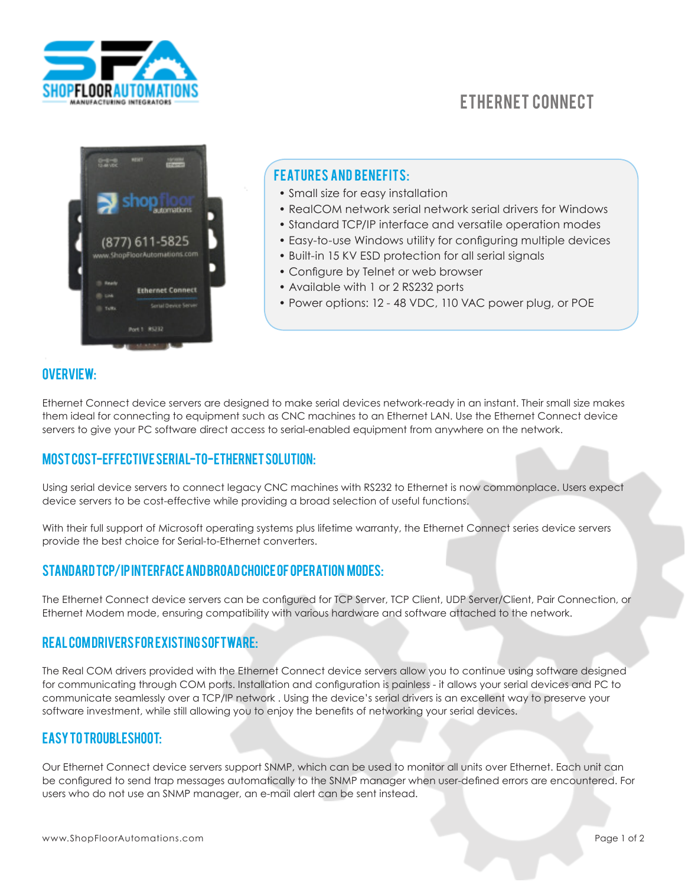# ETHERNET CONNECT

## FEATURES AND BENEFITS:

- Small size for easy installation
- RealCOM network serial network serial drivers for Windows
- Standard TCP/IP interface and versatile operation modes
- Easy-to-use Windows utility for configuring multiple devices
- Built-in 15 KV ESD protection for all serial signals
- Configure by Telnet or web browser
- Available with 1 or 2 RS232 ports
- Power options: 12 - 48 VDC, 110 VAC power plug, or POE

## OVERVIEW:

Ethernet Connect device servers are designed to make serial devices network-ready in an instant. Their small size makes them ideal for connecting to equipment such as CNC machines to an Ethernet LAN. Use the Ethernet Connect device servers to give your PC software direct access to serial-enabled equipment from anywhere on the network.

## MOST COST-EFFECTIVE SERIAL-TO-ETHERNET SOLUTION:

Using serial device servers to connect legacy CNC machines with RS232 to Ethernet is now commonplace. Users expect device servers to be cost-effective while providing a broad selection of useful functions.

With their full support of Microsoft operating systems plus lifetime warranty, the Ethernet Connect series device servers provide the best choice for Serial-to-Ethernet converters.

## STANDARD TCP/IP INTERFACE AND BROAD CHOICE OF OPERATION MODES:

The Ethernet Connect device servers can be configured for TCP Server, TCP Client, UDP Server/Client, Pair Connection, or Ethernet Modem mode, ensuring compatibility with various hardware and software attached to the network.

## REAL COM DRIVERS FOR EXISTING SOFTWARE:

The Real COM drivers provided with the Ethernet Connect device servers allow you to continue using software designed for communicating through COM ports. Installation and configuration is painless - it allows your serial devices and PC to communicate seamlessly over a TCP/IP network . Using the device's serial drivers is an excellent way to preserve your software investment, while still allowing you to enjoy the benefits of networking your serial devices.

## EASY TO TROUBLESHOOT:

Our Ethernet Connect device servers support SNMP, which can be used to monitor all units over Ethernet. Each unit can be configured to send trap messages automatically to the SNMP manager when user-defined errors are encountered. For users who do not use an SNMP manager, an e-mail alert can be sent instead.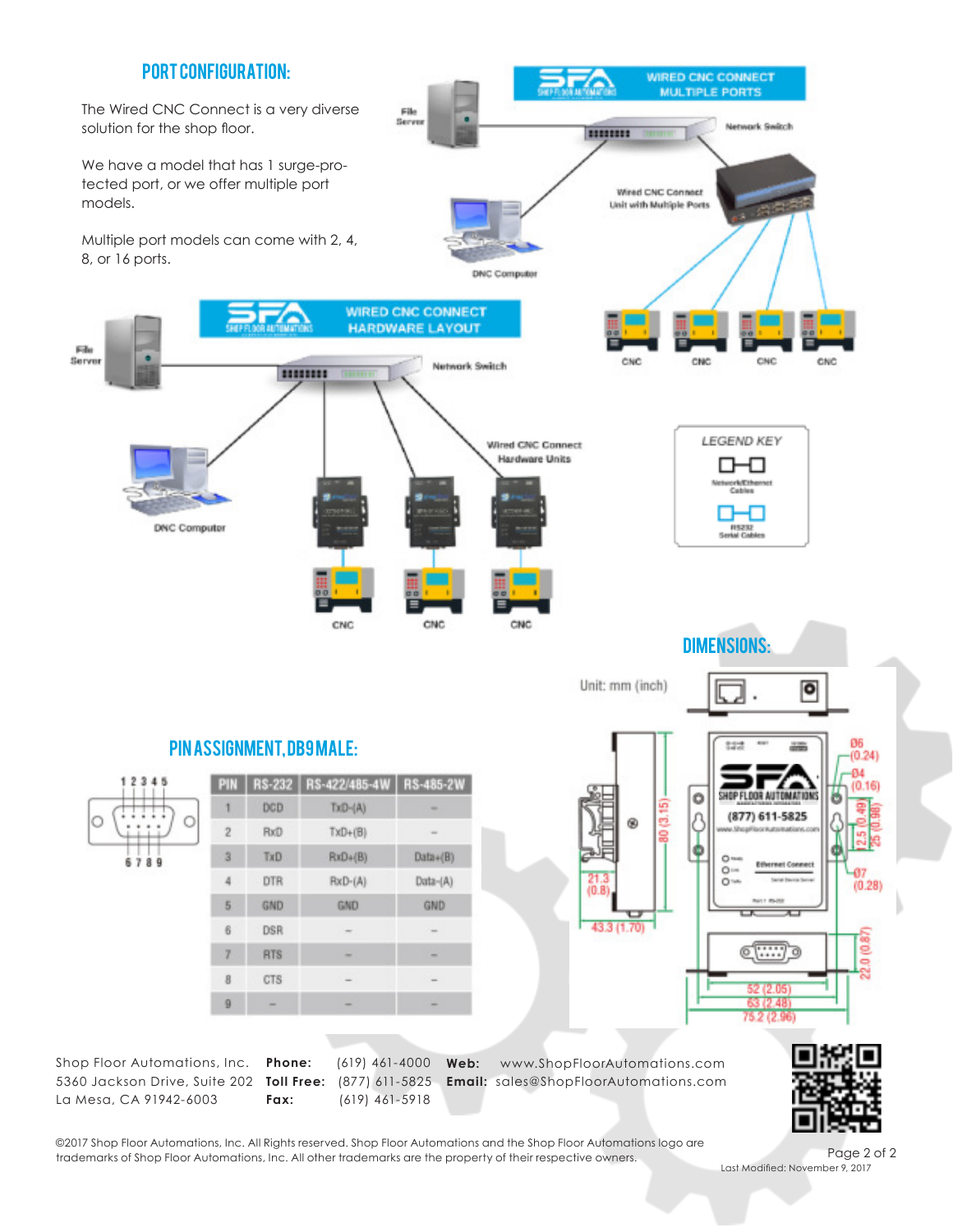## PORT CONFIGURATION:

The Wired CNC Connect is a very diverse solution for the shop floor.

We have a model that has 1 surge-protected port, or we offer multiple port models.

Multiple port models can come with 2, 4, 8, or 16 ports.

WIRED CNC CONNECT MULTIPLE PORTS

File Server

Network Switch

Wired CNC Connect Unit with Multiple Ports

DNC Computer

CNC CNC CNC CNC

WIRED CNC CONNECT HARDWARE LAYOUT

File Server

Network Switch

Wired CNC Connect Hardware Units

DNC Computer

CNC CNC CNC

LEGEND KEY

Network/Ethernet Cables

RS232 Serial Cables

## DIMENSIONS:

Unit: mm (inch)

Ø6 (0.24)

Ø4 (0.16)

12.5 (0.49)

25 (0.98)

Ø7 (0.28)

80 (3.15)

21.3 (0.8)

43.3 (1.70)

22.0 (0.87)

52 (2.05)

63 (2.48)

75.2 (2.96)

(877) 611-5825

## PIN ASSIGNMENT, DB9 MALE:

1 2 3 4 5

6 7 8 9

| PIN | RS-232 | RS-422/485-4W | RS-485-2W |
|---|---|---|---|
| 1 | DCD | TxD-(A) | – |
| 2 | RxD | TxD+(B) | – |
| 3 | TxD | RxD+(B) | Data+(B) |
| 4 | DTR | RxD-(A) | Data-(A) |
| 5 | GND | GND | GND |
| 6 | DSR | – | – |
| 7 | RTS | – | – |
| 8 | CTS | – | – |
| 9 | – | – | – |

Shop Floor Automations, Inc.
5360 Jackson Drive, Suite 202
La Mesa, CA 91942-6003

**Phone:** (619) 461-4000
**Toll Free:** (877) 611-5825
**Fax:** (619) 461-5918

**Web:** www.ShopFloorAutomations.com
**Email:** sales@ShopFloorAutomations.com

©2017 Shop Floor Automations, Inc. All Rights reserved. Shop Floor Automations and the Shop Floor Automations logo are trademarks of Shop Floor Automations, Inc. All other trademarks are the property of their respective owners.

Last Modified: November 9, 2017